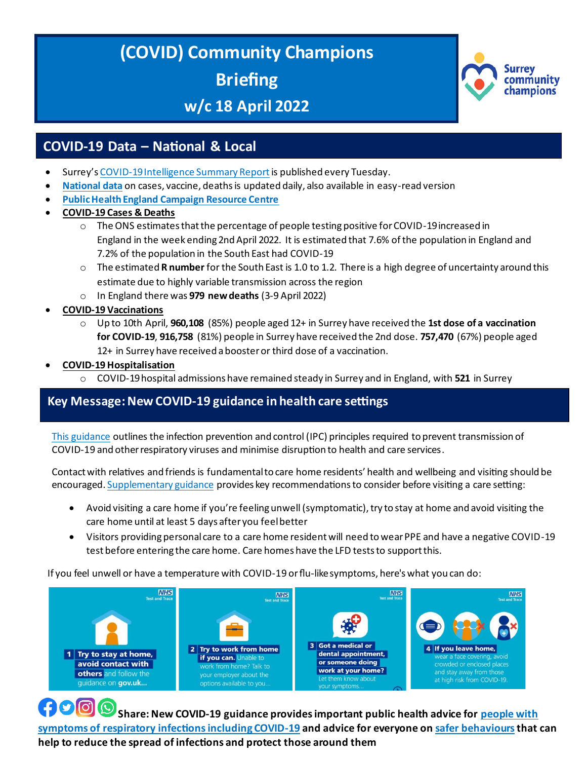# (COVID) Community Champions Briefing w/c 18 April 2022

Surrey community champions

## COVID-19 Data – National & Local

- Surrey's COVID-19 Intelligence Summary Report is published every Tuesday.
- **National data** on cases, vaccine, deaths is updated daily, also available in easy-read version
- **Public Health England Campaign Resource Centre**
- **COVID-19 Cases & Deaths**
  - The ONS estimates that the percentage of people testing positive for COVID-19 increased in England in the week ending 2nd April 2022. It is estimated that 7.6% of the population in England and 7.2% of the population in the South East had COVID-19
  - The estimated **R number** for the South East is 1.0 to 1.2. There is a high degree of uncertainty around this estimate due to highly variable transmission across the region
  - In England there was **979 new deaths** (3-9 April 2022)
- **COVID-19 Vaccinations**
  - Up to 10th April, **960,108** (85%) people aged 12+ in Surrey have received the **1st dose of a vaccination for COVID-19**, **916,758** (81%) people in Surrey have received the 2nd dose. **757,470** (67%) people aged 12+ in Surrey have received a booster or third dose of a vaccination.
- **COVID-19 Hospitalisation**
  - COVID-19 hospital admissions have remained steady in Surrey and in England, with **521** in Surrey

## Key Message: New COVID-19 guidance in health care settings

This guidance outlines the infection prevention and control (IPC) principles required to prevent transmission of COVID-19 and other respiratory viruses and minimise disruption to health and care services.

Contact with relatives and friends is fundamental to care home residents' health and wellbeing and visiting should be encouraged. Supplementary guidance provides key recommendations to consider before visiting a care setting:

- Avoid visiting a care home if you're feeling unwell (symptomatic), try to stay at home and avoid visiting the care home until at least 5 days after you feel better
- Visitors providing personal care to a care home resident will need to wear PPE and have a negative COVID-19 test before entering the care home. Care homes have the LFD tests to support this.

If you feel unwell or have a temperature with COVID-19 or flu-like symptoms, here's what you can do:

1. **Try to stay at home, avoid contact with others** and follow the guidance on **gov.uk...**
2. **Try to work from home if you can.** Unable to work from home? Talk to your employer about the options available to you...
3. **Got a medical or dental appointment, or someone doing work at your home?** Let them know about your symptoms...
4. **If you leave home,** wear a face covering, avoid crowded or enclosed places and stay away from those at high risk from COVID-19.

**Share: New COVID-19 guidance provides important public health advice for people with symptoms of respiratory infections including COVID-19 and advice for everyone on safer behaviours that can help to reduce the spread of infections and protect those around them**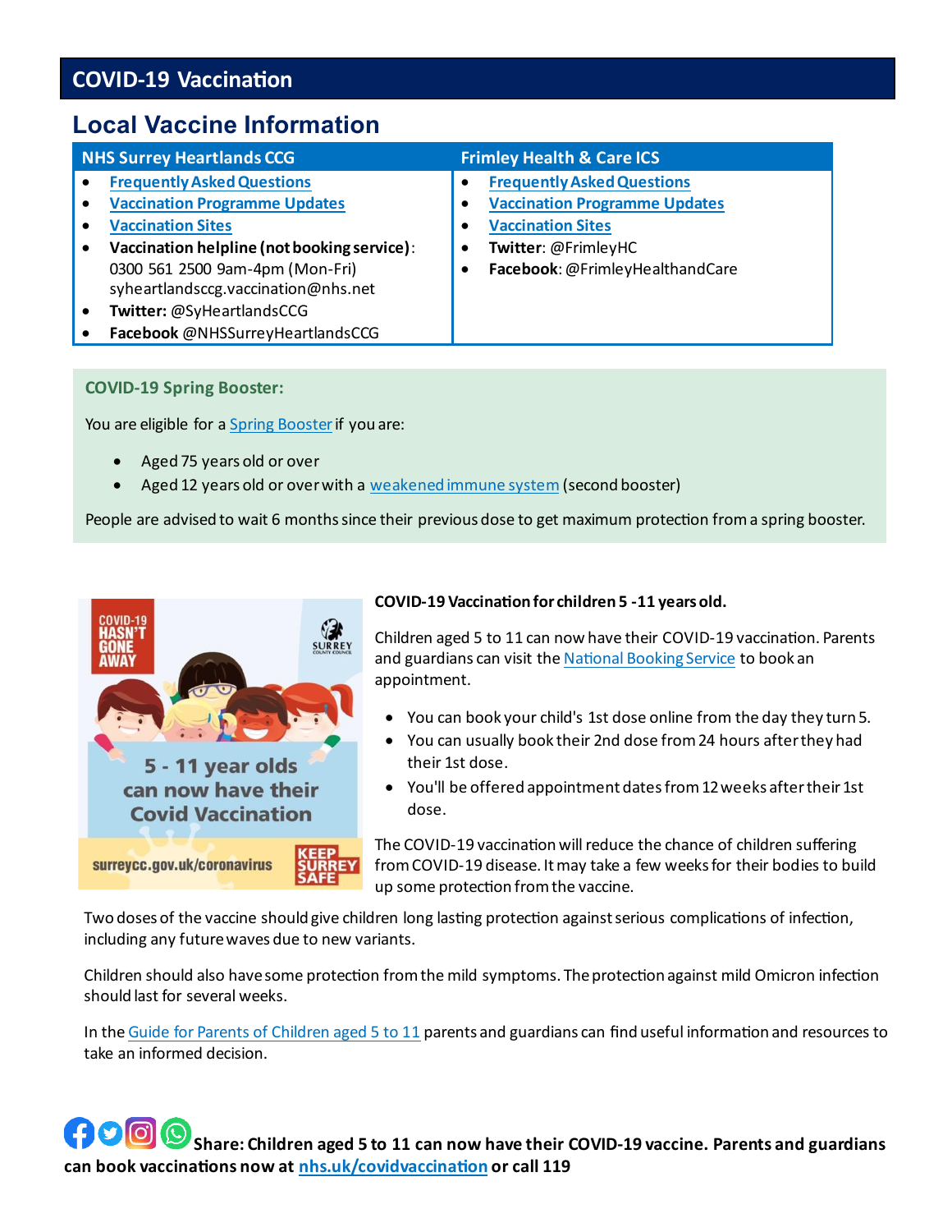# COVID-19 Vaccination

## Local Vaccine Information

| NHS Surrey Heartlands CCG | Frimley Health & Care ICS |
|---|---|
| • Frequently Asked Questions<br>• Vaccination Programme Updates<br>• Vaccination Sites<br>• **Vaccination helpline (not booking service)**: 0300 561 2500 9am-4pm (Mon-Fri) syheartlandsccg.vaccination@nhs.net<br>• **Twitter:** @SyHeartlandsCCG<br>• **Facebook** @NHSSurreyHeartlandsCCG | • Frequently Asked Questions<br>• Vaccination Programme Updates<br>• Vaccination Sites<br>• **Twitter**: @FrimleyHC<br>• **Facebook**: @FrimleyHealthandCare |

### COVID-19 Spring Booster:

You are eligible for a Spring Booster if you are:

- Aged 75 years old or over
- Aged 12 years old or over with a weakened immune system (second booster)

People are advised to wait 6 months since their previous dose to get maximum protection from a spring booster.

**COVID-19 Vaccination for children 5 -11 years old.**

Children aged 5 to 11 can now have their COVID-19 vaccination. Parents and guardians can visit the National Booking Service to book an appointment.

- You can book your child's 1st dose online from the day they turn 5.
- You can usually book their 2nd dose from 24 hours after they had their 1st dose.
- You'll be offered appointment dates from 12 weeks after their 1st dose.

The COVID-19 vaccination will reduce the chance of children suffering from COVID-19 disease. It may take a few weeks for their bodies to build up some protection from the vaccine.

Two doses of the vaccine should give children long lasting protection against serious complications of infection, including any future waves due to new variants.

Children should also have some protection from the mild symptoms. The protection against mild Omicron infection should last for several weeks.

In the Guide for Parents of Children aged 5 to 11 parents and guardians can find useful information and resources to take an informed decision.

**Share: Children aged 5 to 11 can now have their COVID-19 vaccine. Parents and guardians can book vaccinations now at nhs.uk/covidvaccination or call 119**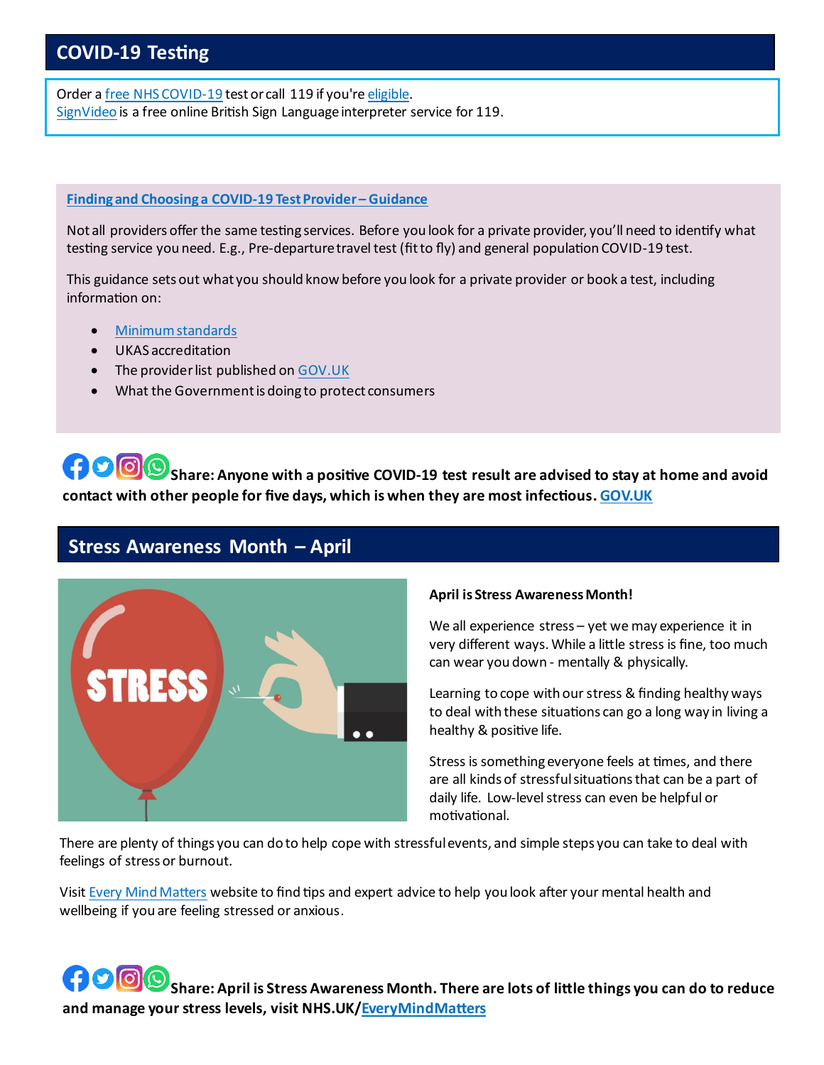## COVID-19 Testing

Order a free NHS COVID-19 test or call 119 if you're eligible.
SignVideo is a free online British Sign Language interpreter service for 119.

**Finding and Choosing a COVID-19 Test Provider – Guidance**

Not all providers offer the same testing services. Before you look for a private provider, you'll need to identify what testing service you need. E.g., Pre-departure travel test (fit to fly) and general population COVID-19 test.

This guidance sets out what you should know before you look for a private provider or book a test, including information on:

- Minimum standards
- UKAS accreditation
- The provider list published on GOV.UK
- What the Government is doing to protect consumers

**Share: Anyone with a positive COVID-19 test result are advised to stay at home and avoid contact with other people for five days, which is when they are most infectious. GOV.UK**

## Stress Awareness Month – April

**April is Stress Awareness Month!**

We all experience stress – yet we may experience it in very different ways. While a little stress is fine, too much can wear you down - mentally & physically.

Learning to cope with our stress & finding healthy ways to deal with these situations can go a long way in living a healthy & positive life.

Stress is something everyone feels at times, and there are all kinds of stressful situations that can be a part of daily life. Low-level stress can even be helpful or motivational.

There are plenty of things you can do to help cope with stressful events, and simple steps you can take to deal with feelings of stress or burnout.

Visit Every Mind Matters website to find tips and expert advice to help you look after your mental health and wellbeing if you are feeling stressed or anxious.

**Share: April is Stress Awareness Month. There are lots of little things you can do to reduce and manage your stress levels, visit NHS.UK/EveryMindMatters**